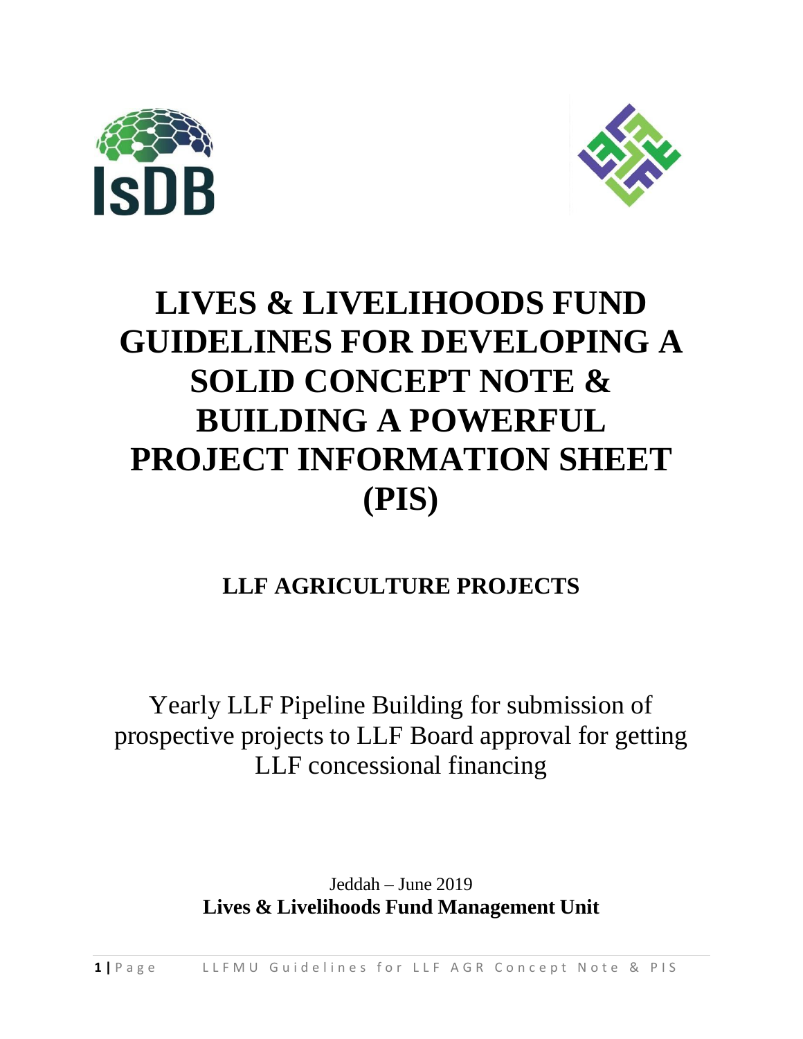# LIVES & LIVELIHOODS FUND GUIDELINES FOR DEVELOPING A SOLID CONCEPT NOTE & BUILDING A POWERFUL PROJECT INFORMATION SHEET (PIS)

## LLF AGRICULTURE PROJECTS

Yearly LLF Pipeline Building for submission of prospective projects to LLF Board approval for getting LLF concessional financing

Jeddah – June 2019

**Lives & Livelihoods Fund Management Unit**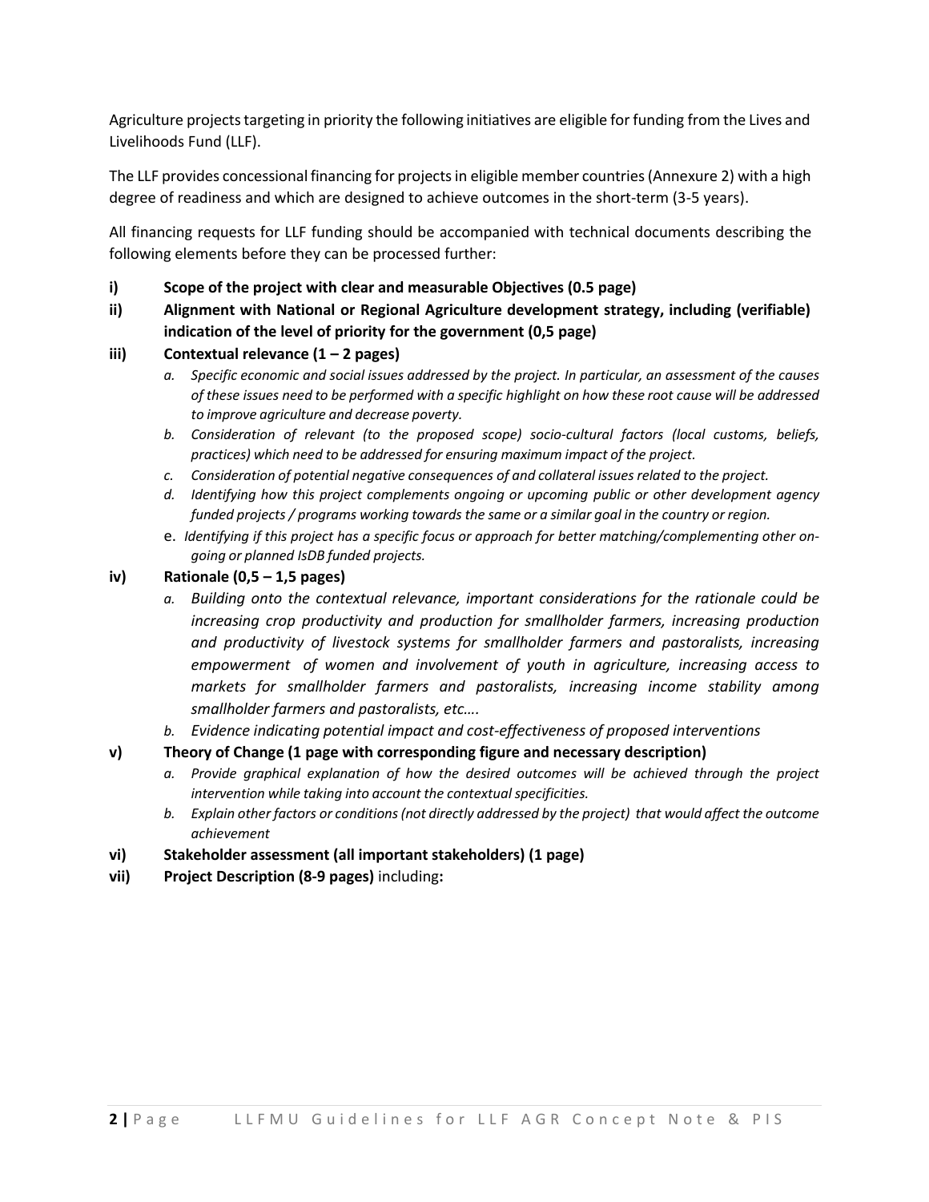Agriculture projects targeting in priority the following initiatives are eligible for funding from the Lives and Livelihoods Fund (LLF).

The LLF provides concessional financing for projects in eligible member countries (Annexure 2) with a high degree of readiness and which are designed to achieve outcomes in the short-term (3-5 years).

All financing requests for LLF funding should be accompanied with technical documents describing the following elements before they can be processed further:

**i) Scope of the project with clear and measurable Objectives (0.5 page)**

**ii) Alignment with National or Regional Agriculture development strategy, including (verifiable) indication of the level of priority for the government (0,5 page)**

**iii) Contextual relevance (1 – 2 pages)**

*a. Specific economic and social issues addressed by the project. In particular, an assessment of the causes of these issues need to be performed with a specific highlight on how these root cause will be addressed to improve agriculture and decrease poverty.*

*b. Consideration of relevant (to the proposed scope) socio-cultural factors (local customs, beliefs, practices) which need to be addressed for ensuring maximum impact of the project.*

*c. Consideration of potential negative consequences of and collateral issues related to the project.*

*d. Identifying how this project complements ongoing or upcoming public or other development agency funded projects / programs working towards the same or a similar goal in the country or region.*

e. *Identifying if this project has a specific focus or approach for better matching/complementing other on-going or planned IsDB funded projects.*

**iv) Rationale (0,5 – 1,5 pages)**

*a. Building onto the contextual relevance, important considerations for the rationale could be increasing crop productivity and production for smallholder farmers, increasing production and productivity of livestock systems for smallholder farmers and pastoralists, increasing empowerment of women and involvement of youth in agriculture, increasing access to markets for smallholder farmers and pastoralists, increasing income stability among smallholder farmers and pastoralists, etc….*

*b. Evidence indicating potential impact and cost-effectiveness of proposed interventions*

**v) Theory of Change (1 page with corresponding figure and necessary description)**

*a. Provide graphical explanation of how the desired outcomes will be achieved through the project intervention while taking into account the contextual specificities.*

*b. Explain other factors or conditions (not directly addressed by the project) that would affect the outcome achievement*

**vi) Stakeholder assessment (all important stakeholders) (1 page)**

**vii) Project Description (8-9 pages)** including**:**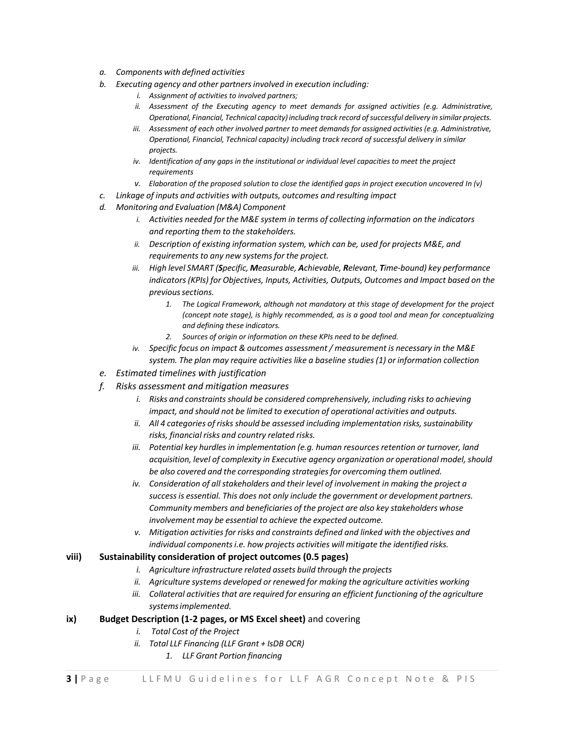- *a. Components with defined activities*
- *b. Executing agency and other partners involved in execution including:*
  - *i. Assignment of activities to involved partners;*
  - *ii. Assessment of the Executing agency to meet demands for assigned activities (e.g. Administrative, Operational, Financial, Technical capacity) including track record of successful delivery in similar projects.*
  - *iii. Assessment of each other involved partner to meet demands for assigned activities (e.g. Administrative, Operational, Financial, Technical capacity) including track record of successful delivery in similar projects.*
  - *iv. Identification of any gaps in the institutional or individual level capacities to meet the project requirements*
  - *v. Elaboration of the proposed solution to close the identified gaps in project execution uncovered In (v)*
- *c. Linkage of inputs and activities with outputs, outcomes and resulting impact*
- *d. Monitoring and Evaluation (M&A) Component*
  - *i. Activities needed for the M&E system in terms of collecting information on the indicators and reporting them to the stakeholders.*
  - *ii. Description of existing information system, which can be, used for projects M&E, and requirements to any new systems for the project.*
  - *iii. High level SMART (**S**pecific, **M**easurable, **A**chievable, **R**elevant, **T**ime-bound) key performance indicators (KPIs) for Objectives, Inputs, Activities, Outputs, Outcomes and Impact based on the previous sections.*
    - *1. The Logical Framework, although not mandatory at this stage of development for the project (concept note stage), is highly recommended, as is a good tool and mean for conceptualizing and defining these indicators.*
    - *2. Sources of origin or information on these KPIs need to be defined.*
  - *iv. Specific focus on impact & outcomes assessment / measurement is necessary in the M&E system. The plan may require activities like a baseline studies (1) or information collection*
- *e. Estimated timelines with justification*
- *f. Risks assessment and mitigation measures*
  - *i. Risks and constraints should be considered comprehensively, including risks to achieving impact, and should not be limited to execution of operational activities and outputs.*
  - *ii. All 4 categories of risks should be assessed including implementation risks, sustainability risks, financial risks and country related risks.*
  - *iii. Potential key hurdles in implementation (e.g. human resources retention or turnover, land acquisition, level of complexity in Executive agency organization or operational model, should be also covered and the corresponding strategies for overcoming them outlined.*
  - *iv. Consideration of all stakeholders and their level of involvement in making the project a success is essential. This does not only include the government or development partners. Community members and beneficiaries of the project are also key stakeholders whose involvement may be essential to achieve the expected outcome.*
  - *v. Mitigation activities for risks and constraints defined and linked with the objectives and individual components i.e. how projects activities will mitigate the identified risks.*

**viii) Sustainability consideration of project outcomes (0.5 pages)**

- *i. Agriculture infrastructure related assets build through the projects*
- *ii. Agriculture systems developed or renewed for making the agriculture activities working*
- *iii. Collateral activities that are required for ensuring an efficient functioning of the agriculture systems implemented.*

**ix) Budget Description (1-2 pages, or MS Excel sheet)** and covering

- *i. Total Cost of the Project*
- *ii. Total LLF Financing (LLF Grant + IsDB OCR)*
  - *1. LLF Grant Portion financing*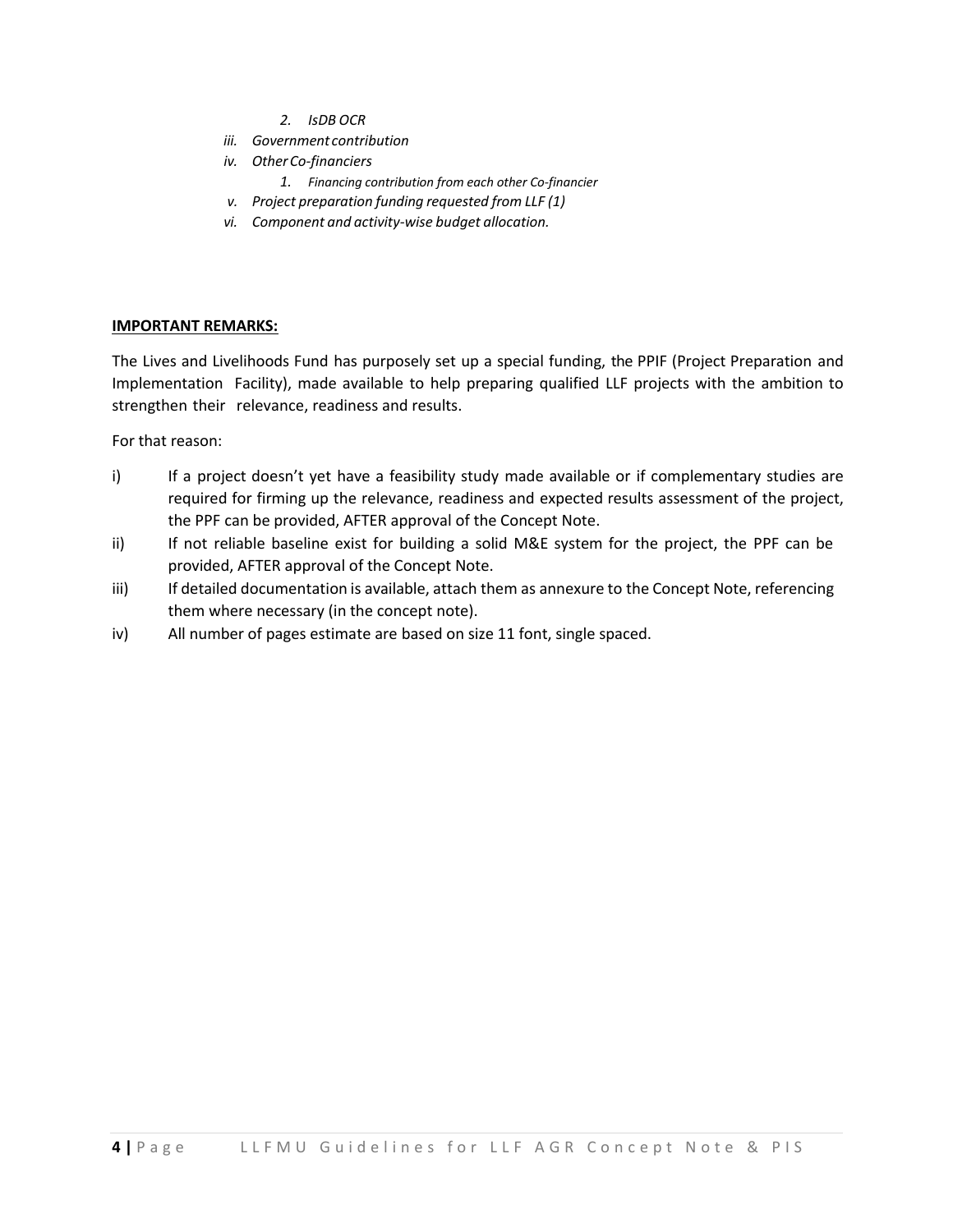2. *IsDB OCR*

iii. *Government contribution*

iv. *Other Co-financiers*

   1. *Financing contribution from each other Co-financier*

v. *Project preparation funding requested from LLF (1)*

vi. *Component and activity-wise budget allocation.*

**IMPORTANT REMARKS:**

The Lives and Livelihoods Fund has purposely set up a special funding, the PPIF (Project Preparation and Implementation Facility), made available to help preparing qualified LLF projects with the ambition to strengthen their relevance, readiness and results.

For that reason:

i) If a project doesn't yet have a feasibility study made available or if complementary studies are required for firming up the relevance, readiness and expected results assessment of the project, the PPF can be provided, AFTER approval of the Concept Note.

ii) If not reliable baseline exist for building a solid M&E system for the project, the PPF can be provided, AFTER approval of the Concept Note.

iii) If detailed documentation is available, attach them as annexure to the Concept Note, referencing them where necessary (in the concept note).

iv) All number of pages estimate are based on size 11 font, single spaced.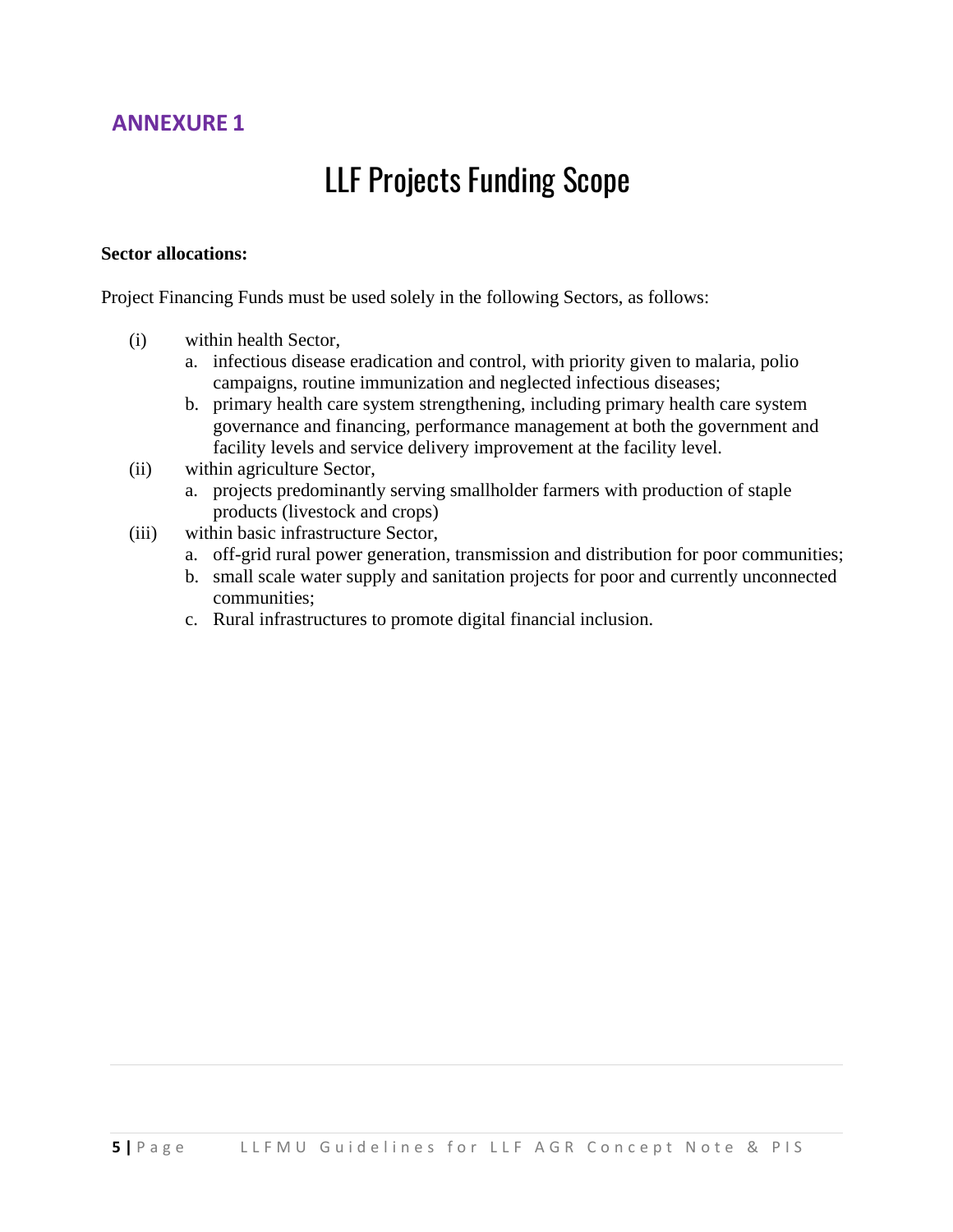## ANNEXURE 1

# LLF Projects Funding Scope

**Sector allocations:**

Project Financing Funds must be used solely in the following Sectors, as follows:

(i) within health Sector,
   a. infectious disease eradication and control, with priority given to malaria, polio campaigns, routine immunization and neglected infectious diseases;
   b. primary health care system strengthening, including primary health care system governance and financing, performance management at both the government and facility levels and service delivery improvement at the facility level.

(ii) within agriculture Sector,
   a. projects predominantly serving smallholder farmers with production of staple products (livestock and crops)

(iii) within basic infrastructure Sector,
   a. off-grid rural power generation, transmission and distribution for poor communities;
   b. small scale water supply and sanitation projects for poor and currently unconnected communities;
   c. Rural infrastructures to promote digital financial inclusion.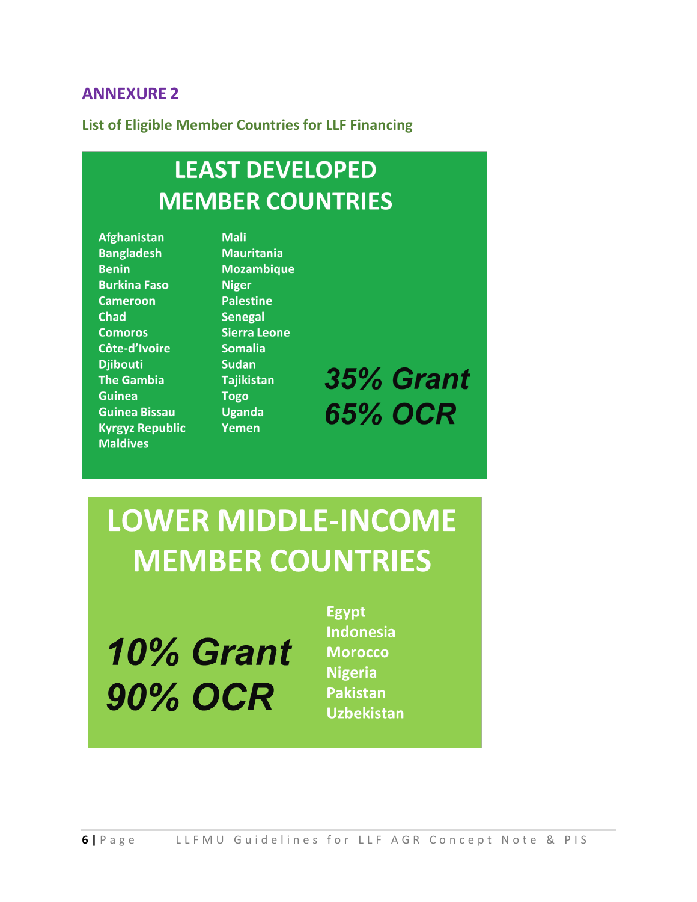## ANNEXURE 2

### List of Eligible Member Countries for LLF Financing

## LEAST DEVELOPED MEMBER COUNTRIES

- Afghanistan
- Bangladesh
- Benin
- Burkina Faso
- Cameroon
- Chad
- Comoros
- Côte-d'Ivoire
- Djibouti
- The Gambia
- Guinea
- Guinea Bissau
- Kyrgyz Republic
- Maldives
- Mali
- Mauritania
- Mozambique
- Niger
- Palestine
- Senegal
- Sierra Leone
- Somalia
- Sudan
- Tajikistan
- Togo
- Uganda
- Yemen

***35% Grant***
***65% OCR***

## LOWER MIDDLE-INCOME MEMBER COUNTRIES

***10% Grant***
***90% OCR***

- Egypt
- Indonesia
- Morocco
- Nigeria
- Pakistan
- Uzbekistan